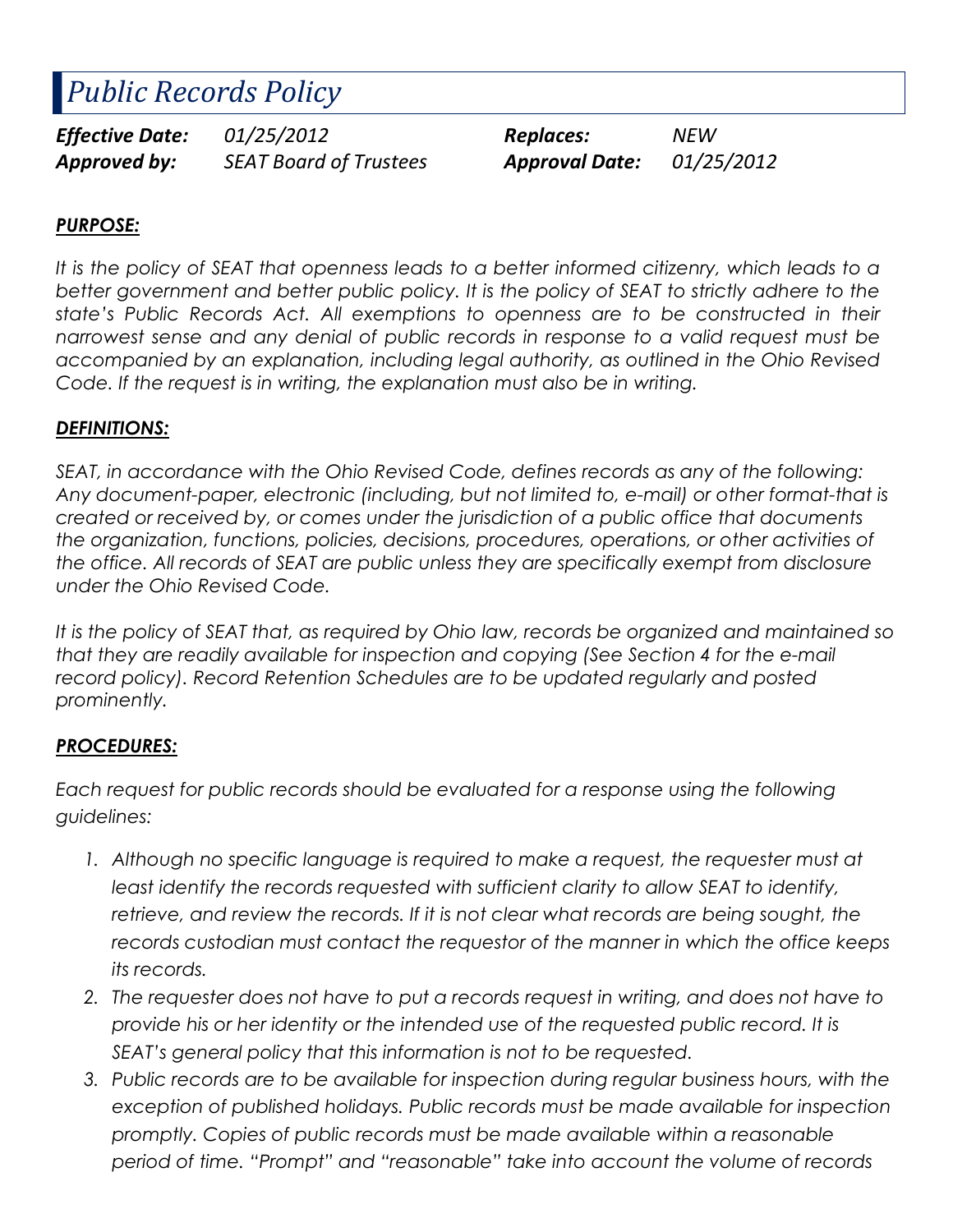# *Public Records Policy*

| | | | |
|---|---|---|---|
| ***Effective Date:*** | *01/25/2012* | ***Replaces:*** | *NEW* |
| ***Approved by:*** | *SEAT Board of Trustees* | ***Approval Date:*** | *01/25/2012* |

## ***PURPOSE:***

*It is the policy of SEAT that openness leads to a better informed citizenry, which leads to a better government and better public policy. It is the policy of SEAT to strictly adhere to the state's Public Records Act. All exemptions to openness are to be constructed in their narrowest sense and any denial of public records in response to a valid request must be accompanied by an explanation, including legal authority, as outlined in the Ohio Revised Code. If the request is in writing, the explanation must also be in writing.*

## ***DEFINITIONS:***

*SEAT, in accordance with the Ohio Revised Code, defines records as any of the following: Any document-paper, electronic (including, but not limited to, e-mail) or other format-that is created or received by, or comes under the jurisdiction of a public office that documents the organization, functions, policies, decisions, procedures, operations, or other activities of the office. All records of SEAT are public unless they are specifically exempt from disclosure under the Ohio Revised Code.*

*It is the policy of SEAT that, as required by Ohio law, records be organized and maintained so that they are readily available for inspection and copying (See Section 4 for the e-mail record policy). Record Retention Schedules are to be updated regularly and posted prominently.*

## ***PROCEDURES:***

*Each request for public records should be evaluated for a response using the following guidelines:*

1. *Although no specific language is required to make a request, the requester must at least identify the records requested with sufficient clarity to allow SEAT to identify, retrieve, and review the records. If it is not clear what records are being sought, the records custodian must contact the requestor of the manner in which the office keeps its records.*
2. *The requester does not have to put a records request in writing, and does not have to provide his or her identity or the intended use of the requested public record. It is SEAT's general policy that this information is not to be requested.*
3. *Public records are to be available for inspection during regular business hours, with the exception of published holidays. Public records must be made available for inspection promptly. Copies of public records must be made available within a reasonable period of time. "Prompt" and "reasonable" take into account the volume of records*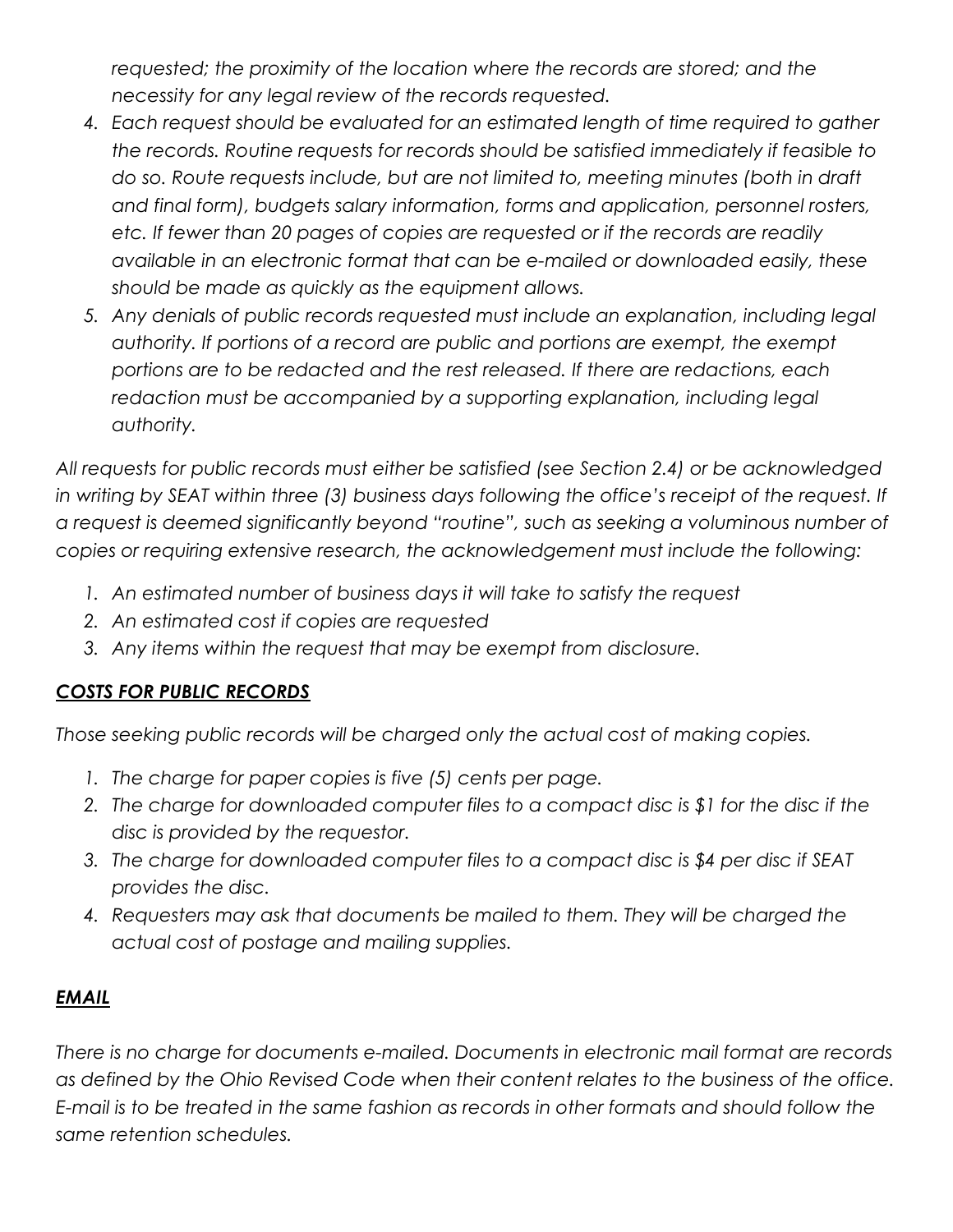*requested; the proximity of the location where the records are stored; and the necessity for any legal review of the records requested.*

4. *Each request should be evaluated for an estimated length of time required to gather the records. Routine requests for records should be satisfied immediately if feasible to do so. Route requests include, but are not limited to, meeting minutes (both in draft and final form), budgets salary information, forms and application, personnel rosters, etc. If fewer than 20 pages of copies are requested or if the records are readily available in an electronic format that can be e-mailed or downloaded easily, these should be made as quickly as the equipment allows.*
5. *Any denials of public records requested must include an explanation, including legal authority. If portions of a record are public and portions are exempt, the exempt portions are to be redacted and the rest released. If there are redactions, each redaction must be accompanied by a supporting explanation, including legal authority.*

*All requests for public records must either be satisfied (see Section 2.4) or be acknowledged in writing by SEAT within three (3) business days following the office's receipt of the request. If a request is deemed significantly beyond "routine", such as seeking a voluminous number of copies or requiring extensive research, the acknowledgement must include the following:*

1. *An estimated number of business days it will take to satisfy the request*
2. *An estimated cost if copies are requested*
3. *Any items within the request that may be exempt from disclosure.*

## ***COSTS FOR PUBLIC RECORDS***

*Those seeking public records will be charged only the actual cost of making copies.*

1. *The charge for paper copies is five (5) cents per page.*
2. *The charge for downloaded computer files to a compact disc is $1 for the disc if the disc is provided by the requestor.*
3. *The charge for downloaded computer files to a compact disc is $4 per disc if SEAT provides the disc.*
4. *Requesters may ask that documents be mailed to them. They will be charged the actual cost of postage and mailing supplies.*

## ***EMAIL***

*There is no charge for documents e-mailed. Documents in electronic mail format are records as defined by the Ohio Revised Code when their content relates to the business of the office. E-mail is to be treated in the same fashion as records in other formats and should follow the same retention schedules.*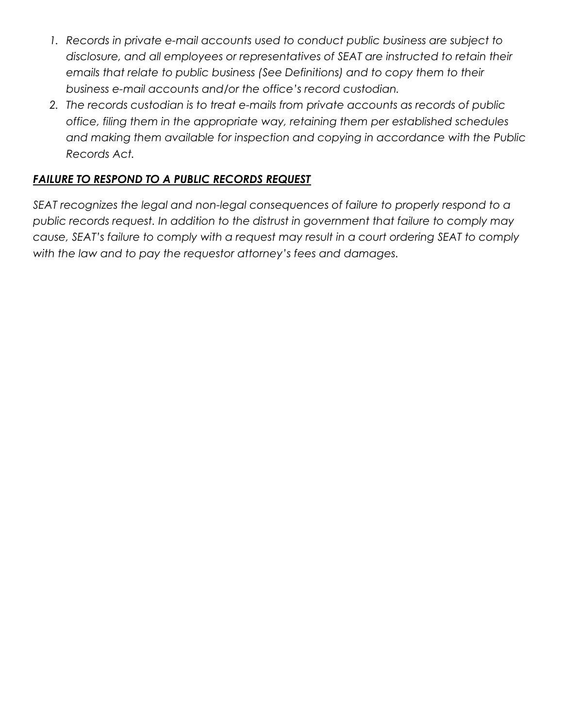1. *Records in private e-mail accounts used to conduct public business are subject to disclosure, and all employees or representatives of SEAT are instructed to retain their emails that relate to public business (See Definitions) and to copy them to their business e-mail accounts and/or the office's record custodian.*
2. *The records custodian is to treat e-mails from private accounts as records of public office, filing them in the appropriate way, retaining them per established schedules and making them available for inspection and copying in accordance with the Public Records Act.*

## ***FAILURE TO RESPOND TO A PUBLIC RECORDS REQUEST***

*SEAT recognizes the legal and non-legal consequences of failure to properly respond to a public records request. In addition to the distrust in government that failure to comply may cause, SEAT's failure to comply with a request may result in a court ordering SEAT to comply with the law and to pay the requestor attorney's fees and damages.*